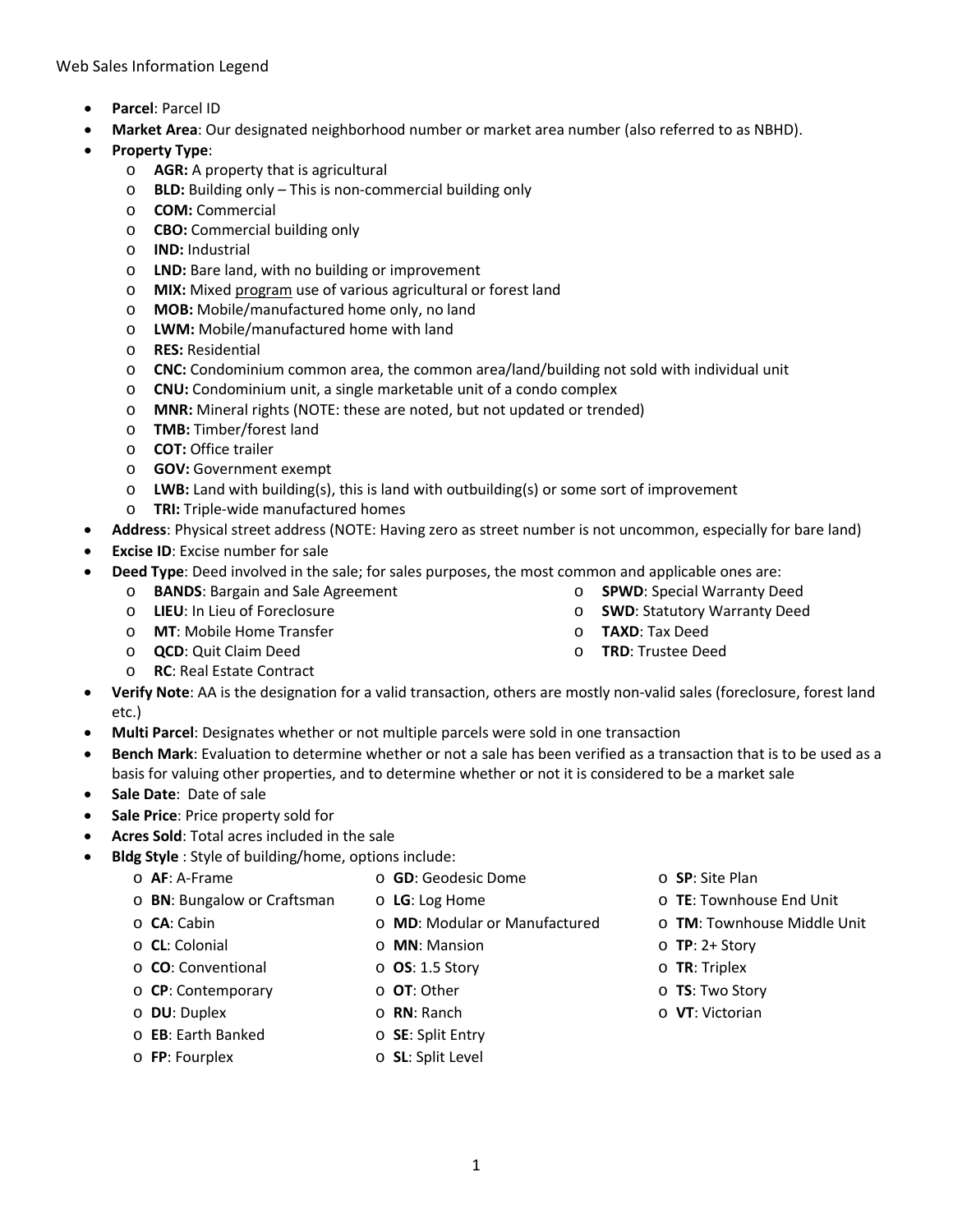Web Sales Information Legend

- **Parcel**: Parcel ID
- **Market Area**: Our designated neighborhood number or market area number (also referred to as NBHD).
- **Property Type**:
  - **AGR:** A property that is agricultural
  - **BLD:** Building only – This is non-commercial building only
  - **COM:** Commercial
  - **CBO:** Commercial building only
  - **IND:** Industrial
  - **LND:** Bare land, with no building or improvement
  - **MIX:** Mixed program use of various agricultural or forest land
  - **MOB:** Mobile/manufactured home only, no land
  - **LWM:** Mobile/manufactured home with land
  - **RES:** Residential
  - **CNC:** Condominium common area, the common area/land/building not sold with individual unit
  - **CNU:** Condominium unit, a single marketable unit of a condo complex
  - **MNR:** Mineral rights (NOTE: these are noted, but not updated or trended)
  - **TMB:** Timber/forest land
  - **COT:** Office trailer
  - **GOV:** Government exempt
  - **LWB:** Land with building(s), this is land with outbuilding(s) or some sort of improvement
  - **TRI:** Triple-wide manufactured homes
- **Address**: Physical street address (NOTE: Having zero as street number is not uncommon, especially for bare land)
- **Excise ID**: Excise number for sale
- **Deed Type**: Deed involved in the sale; for sales purposes, the most common and applicable ones are:
  - **BANDS**: Bargain and Sale Agreement
  - **LIEU**: In Lieu of Foreclosure
  - **MT**: Mobile Home Transfer
  - **QCD**: Quit Claim Deed
  - **RC**: Real Estate Contract
  - **SPWD**: Special Warranty Deed
  - **SWD**: Statutory Warranty Deed
  - **TAXD**: Tax Deed
  - **TRD**: Trustee Deed
- **Verify Note**: AA is the designation for a valid transaction, others are mostly non-valid sales (foreclosure, forest land etc.)
- **Multi Parcel**: Designates whether or not multiple parcels were sold in one transaction
- **Bench Mark**: Evaluation to determine whether or not a sale has been verified as a transaction that is to be used as a basis for valuing other properties, and to determine whether or not it is considered to be a market sale
- **Sale Date**: Date of sale
- **Sale Price**: Price property sold for
- **Acres Sold**: Total acres included in the sale
- **Bldg Style** : Style of building/home, options include:
  - **AF**: A-Frame
  - **BN**: Bungalow or Craftsman
  - **CA**: Cabin
  - **CL**: Colonial
  - **CO**: Conventional
  - **CP**: Contemporary
  - **DU**: Duplex
  - **EB**: Earth Banked
  - **FP**: Fourplex
  - **GD**: Geodesic Dome
  - **LG**: Log Home
  - **MD**: Modular or Manufactured
  - **MN**: Mansion
  - **OS**: 1.5 Story
  - **OT**: Other
  - **RN**: Ranch
  - **SE**: Split Entry
  - **SL**: Split Level
  - **SP**: Site Plan
  - **TE**: Townhouse End Unit
  - **TM**: Townhouse Middle Unit
  - **TP**: 2+ Story
  - **TR**: Triplex
  - **TS**: Two Story
  - **VT**: Victorian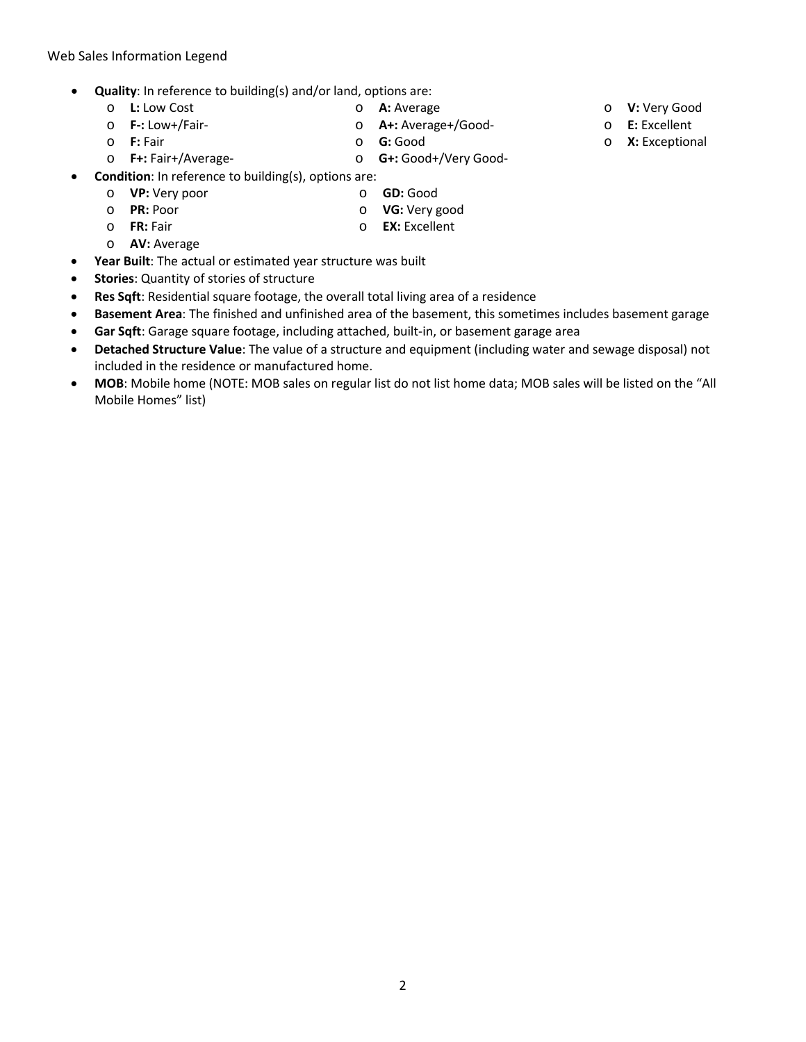Web Sales Information Legend

- **Quality**: In reference to building(s) and/or land, options are:
  - **L:** Low Cost
  - **F-:** Low+/Fair-
  - **F:** Fair
  - **F+:** Fair+/Average-
  - **A:** Average
  - **A+:** Average+/Good-
  - **G:** Good
  - **G+:** Good+/Very Good-
  - **V:** Very Good
  - **E:** Excellent
  - **X:** Exceptional
- **Condition**: In reference to building(s), options are:
  - **VP:** Very poor
  - **PR:** Poor
  - **FR:** Fair
  - **AV:** Average
  - **GD:** Good
  - **VG:** Very good
  - **EX:** Excellent
- **Year Built**: The actual or estimated year structure was built
- **Stories**: Quantity of stories of structure
- **Res Sqft**: Residential square footage, the overall total living area of a residence
- **Basement Area**: The finished and unfinished area of the basement, this sometimes includes basement garage
- **Gar Sqft**: Garage square footage, including attached, built-in, or basement garage area
- **Detached Structure Value**: The value of a structure and equipment (including water and sewage disposal) not included in the residence or manufactured home.
- **MOB**: Mobile home (NOTE: MOB sales on regular list do not list home data; MOB sales will be listed on the "All Mobile Homes" list)